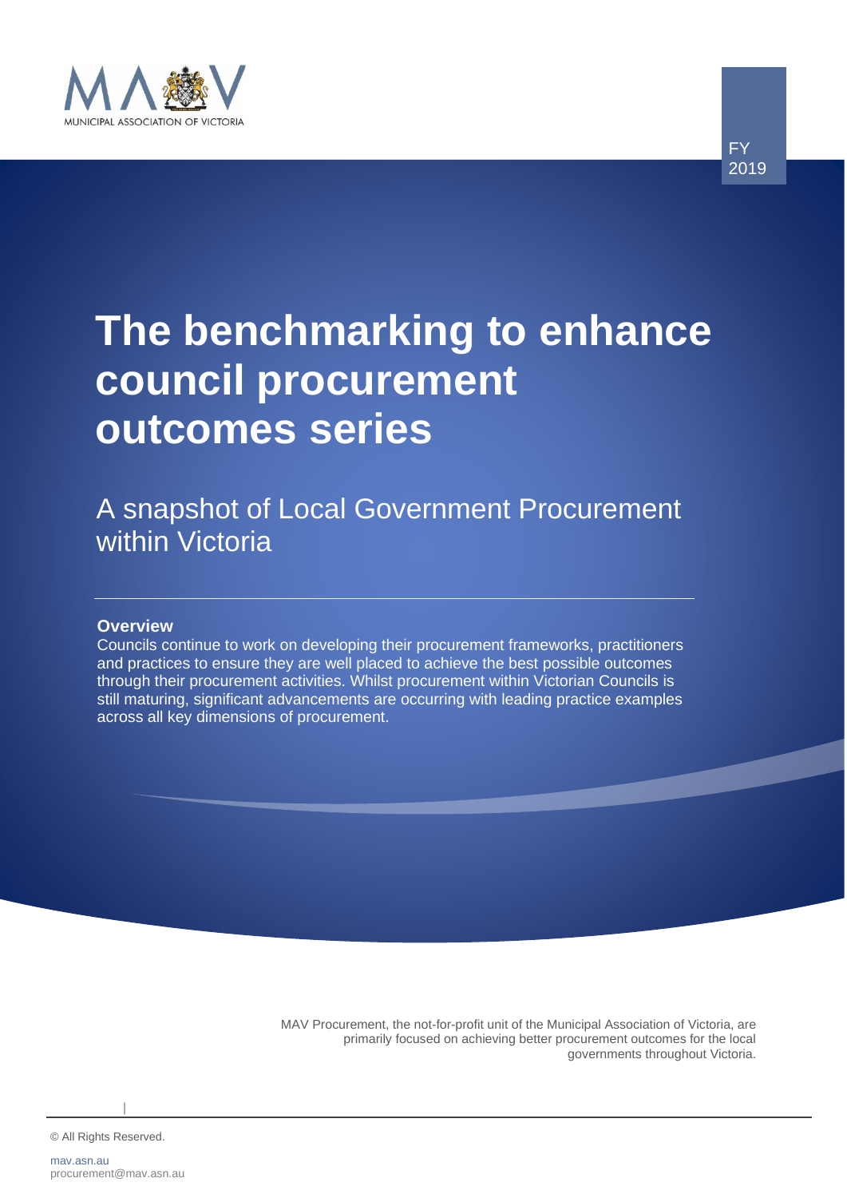MUNICIPAL ASSOCIATION OF VICTORIA

FY 2019

# The benchmarking to enhance council procurement outcomes series

## A snapshot of Local Government Procurement within Victoria

**Overview**

Councils continue to work on developing their procurement frameworks, practitioners and practices to ensure they are well placed to achieve the best possible outcomes through their procurement activities. Whilst procurement within Victorian Councils is still maturing, significant advancements are occurring with leading practice examples across all key dimensions of procurement.

MAV Procurement, the not-for-profit unit of the Municipal Association of Victoria, are primarily focused on achieving better procurement outcomes for the local governments throughout Victoria.

© All Rights Reserved.

mav.asn.au
procurement@mav.asn.au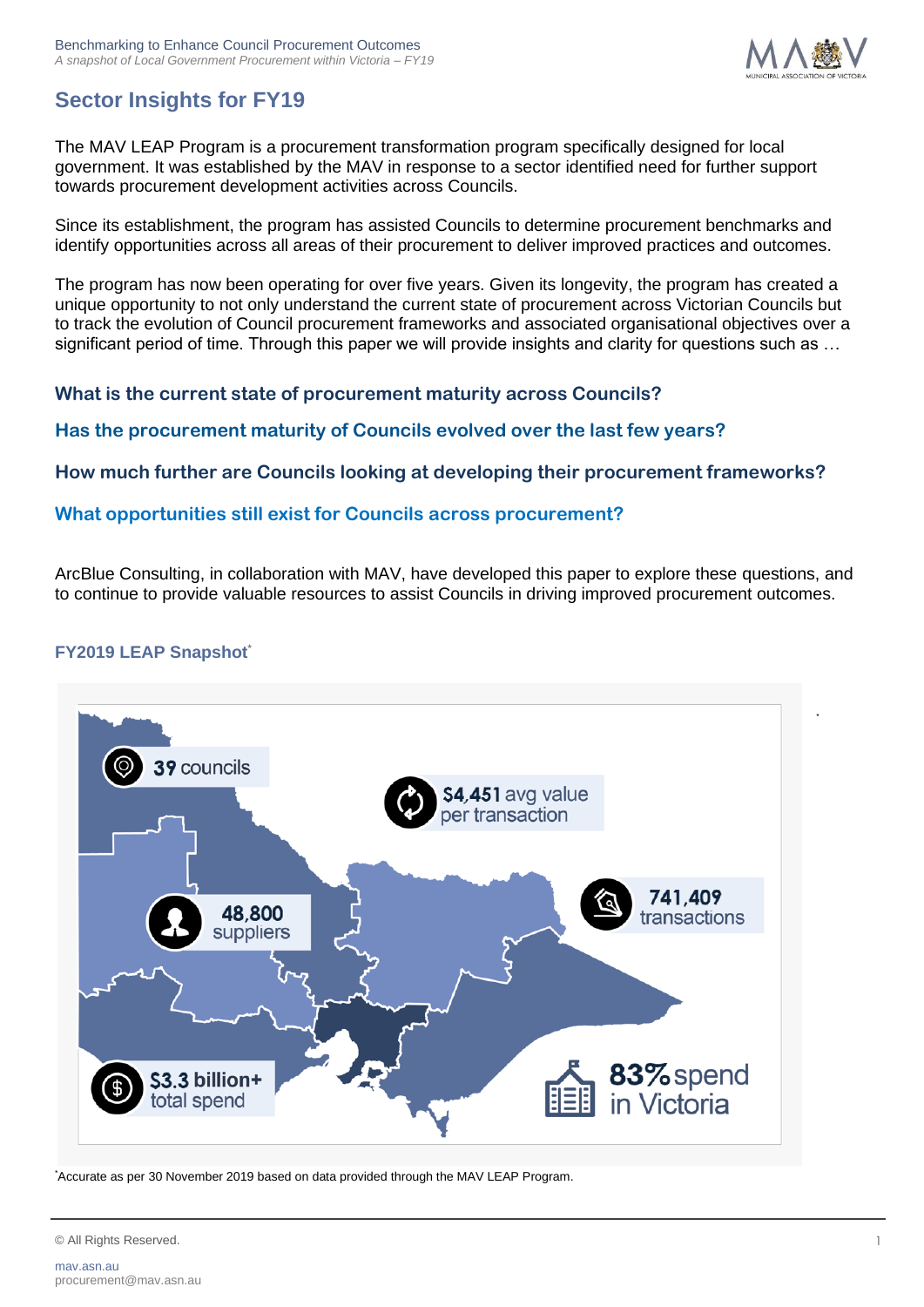## Sector Insights for FY19

The MAV LEAP Program is a procurement transformation program specifically designed for local government. It was established by the MAV in response to a sector identified need for further support towards procurement development activities across Councils.

Since its establishment, the program has assisted Councils to determine procurement benchmarks and identify opportunities across all areas of their procurement to deliver improved practices and outcomes.

The program has now been operating for over five years. Given its longevity, the program has created a unique opportunity to not only understand the current state of procurement across Victorian Councils but to track the evolution of Council procurement frameworks and associated organisational objectives over a significant period of time. Through this paper we will provide insights and clarity for questions such as …

**What is the current state of procurement maturity across Councils?**

**Has the procurement maturity of Councils evolved over the last few years?**

**How much further are Councils looking at developing their procurement frameworks?**

**What opportunities still exist for Councils across procurement?**

ArcBlue Consulting, in collaboration with MAV, have developed this paper to explore these questions, and to continue to provide valuable resources to assist Councils in driving improved procurement outcomes.

### FY2019 LEAP Snapshot*

- **39** councils
- **$4,451** avg value per transaction
- **48,800** suppliers
- **741,409** transactions
- **$3.3 billion+** total spend
- **83%** spend in Victoria

*Accurate as per 30 November 2019 based on data provided through the MAV LEAP Program.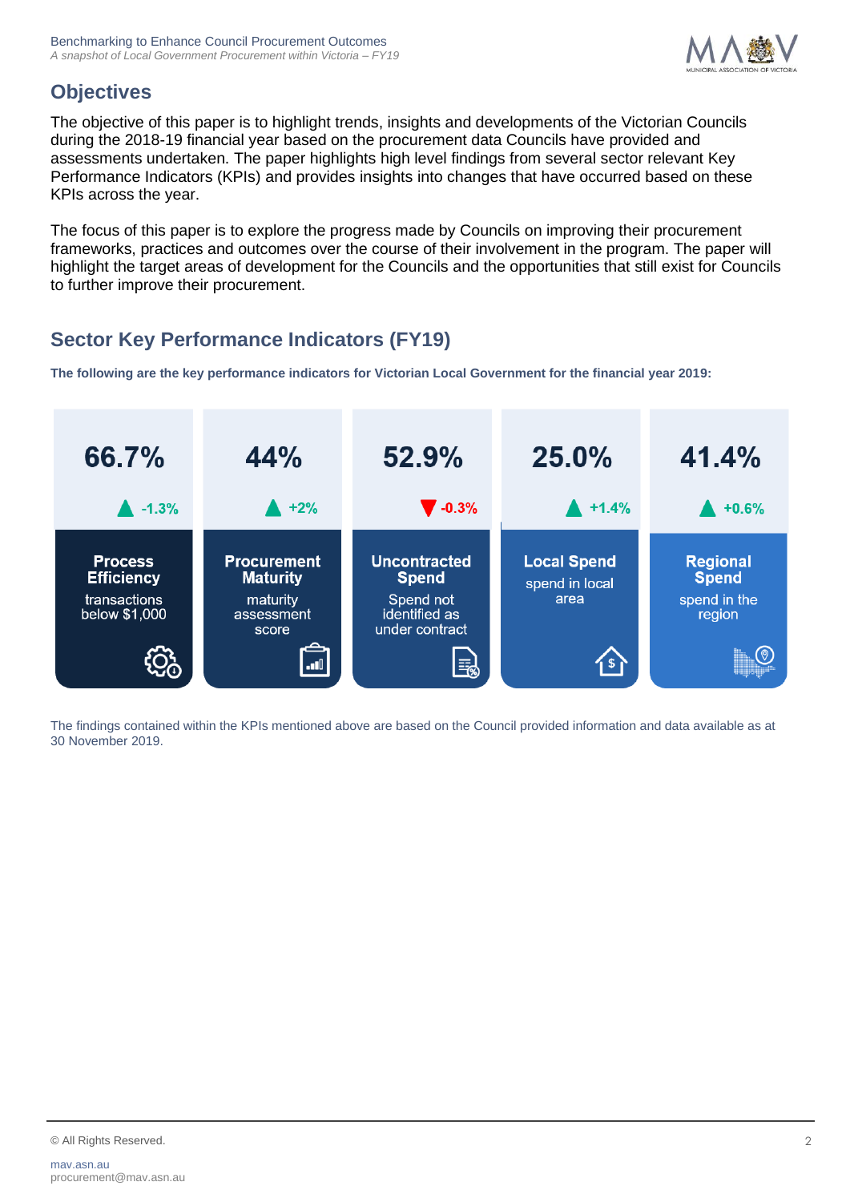## Objectives

The objective of this paper is to highlight trends, insights and developments of the Victorian Councils during the 2018-19 financial year based on the procurement data Councils have provided and assessments undertaken. The paper highlights high level findings from several sector relevant Key Performance Indicators (KPIs) and provides insights into changes that have occurred based on these KPIs across the year.

The focus of this paper is to explore the progress made by Councils on improving their procurement frameworks, practices and outcomes over the course of their involvement in the program. The paper will highlight the target areas of development for the Councils and the opportunities that still exist for Councils to further improve their procurement.

## Sector Key Performance Indicators (FY19)

**The following are the key performance indicators for Victorian Local Government for the financial year 2019:**

| KPI | Value | Change | Description |
|---|---|---|---|
| **Process Efficiency** | 66.7% | ▲ -1.3% | transactions below $1,000 |
| **Procurement Maturity** | 44% | ▲ +2% | maturity assessment score |
| **Uncontracted Spend** | 52.9% | ▼ -0.3% | Spend not identified as under contract |
| **Local Spend** | 25.0% | ▲ +1.4% | spend in local area |
| **Regional Spend** | 41.4% | ▲ +0.6% | spend in the region |

The findings contained within the KPIs mentioned above are based on the Council provided information and data available as at 30 November 2019.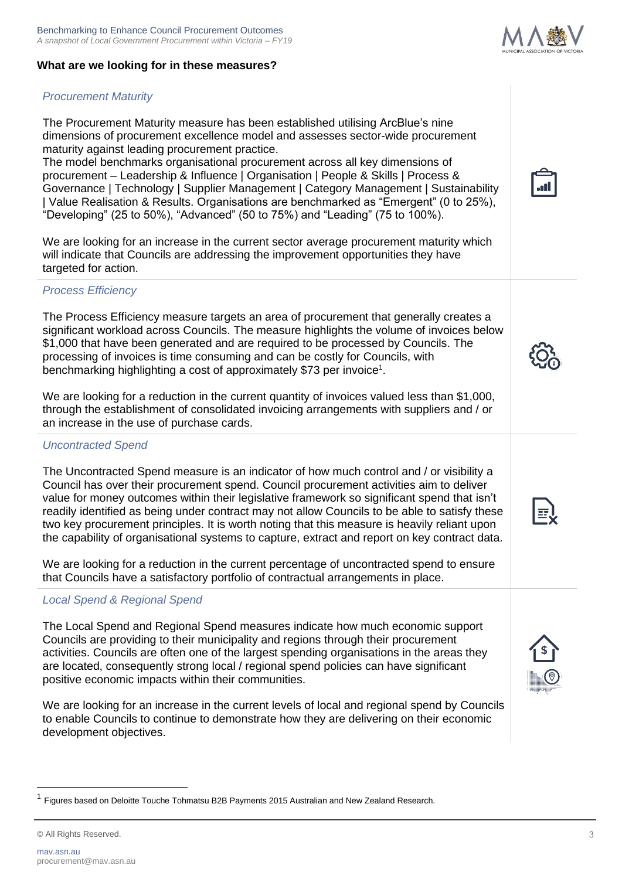**What are we looking for in these measures?**

### *Procurement Maturity*

The Procurement Maturity measure has been established utilising ArcBlue's nine dimensions of procurement excellence model and assesses sector-wide procurement maturity against leading procurement practice.
The model benchmarks organisational procurement across all key dimensions of procurement – Leadership & Influence | Organisation | People & Skills | Process & Governance | Technology | Supplier Management | Category Management | Sustainability | Value Realisation & Results. Organisations are benchmarked as "Emergent" (0 to 25%), "Developing" (25 to 50%), "Advanced" (50 to 75%) and "Leading" (75 to 100%).

We are looking for an increase in the current sector average procurement maturity which will indicate that Councils are addressing the improvement opportunities they have targeted for action.

### *Process Efficiency*

The Process Efficiency measure targets an area of procurement that generally creates a significant workload across Councils. The measure highlights the volume of invoices below $1,000 that have been generated and are required to be processed by Councils. The processing of invoices is time consuming and can be costly for Councils, with benchmarking highlighting a cost of approximately $73 per invoice[1].

We are looking for a reduction in the current quantity of invoices valued less than $1,000, through the establishment of consolidated invoicing arrangements with suppliers and / or an increase in the use of purchase cards.

### *Uncontracted Spend*

The Uncontracted Spend measure is an indicator of how much control and / or visibility a Council has over their procurement spend. Council procurement activities aim to deliver value for money outcomes within their legislative framework so significant spend that isn't readily identified as being under contract may not allow Councils to be able to satisfy these two key procurement principles. It is worth noting that this measure is heavily reliant upon the capability of organisational systems to capture, extract and report on key contract data.

We are looking for a reduction in the current percentage of uncontracted spend to ensure that Councils have a satisfactory portfolio of contractual arrangements in place.

### *Local Spend & Regional Spend*

The Local Spend and Regional Spend measures indicate how much economic support Councils are providing to their municipality and regions through their procurement activities. Councils are often one of the largest spending organisations in the areas they are located, consequently strong local / regional spend policies can have significant positive economic impacts within their communities.

We are looking for an increase in the current levels of local and regional spend by Councils to enable Councils to continue to demonstrate how they are delivering on their economic development objectives.

---

[1] Figures based on Deloitte Touche Tohmatsu B2B Payments 2015 Australian and New Zealand Research.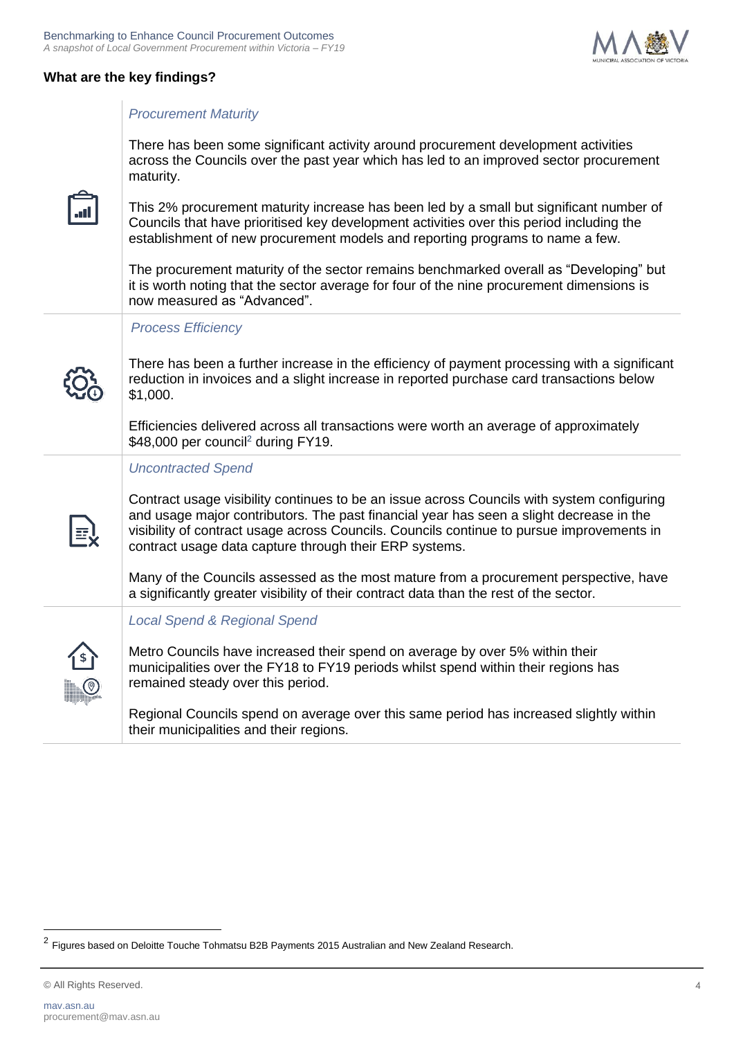### What are the key findings?

*Procurement Maturity*

There has been some significant activity around procurement development activities across the Councils over the past year which has led to an improved sector procurement maturity.

This 2% procurement maturity increase has been led by a small but significant number of Councils that have prioritised key development activities over this period including the establishment of new procurement models and reporting programs to name a few.

The procurement maturity of the sector remains benchmarked overall as "Developing" but it is worth noting that the sector average for four of the nine procurement dimensions is now measured as "Advanced".

*Process Efficiency*

There has been a further increase in the efficiency of payment processing with a significant reduction in invoices and a slight increase in reported purchase card transactions below $1,000.

Efficiencies delivered across all transactions were worth an average of approximately $48,000 per council[2] during FY19.

*Uncontracted Spend*

Contract usage visibility continues to be an issue across Councils with system configuring and usage major contributors. The past financial year has seen a slight decrease in the visibility of contract usage across Councils. Councils continue to pursue improvements in contract usage data capture through their ERP systems.

Many of the Councils assessed as the most mature from a procurement perspective, have a significantly greater visibility of their contract data than the rest of the sector.

*Local Spend & Regional Spend*

Metro Councils have increased their spend on average by over 5% within their municipalities over the FY18 to FY19 periods whilst spend within their regions has remained steady over this period.

Regional Councils spend on average over this same period has increased slightly within their municipalities and their regions.

---

[2] Figures based on Deloitte Touche Tohmatsu B2B Payments 2015 Australian and New Zealand Research.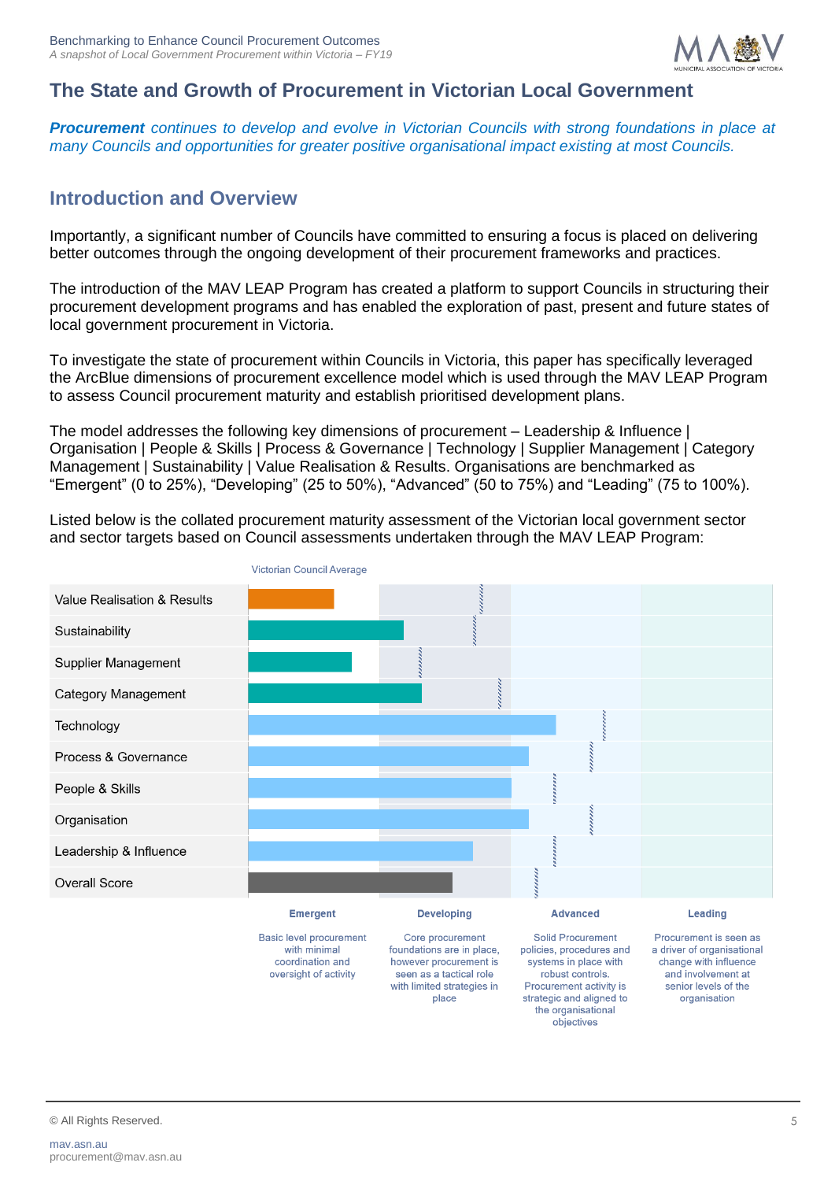## The State and Growth of Procurement in Victorian Local Government

***Procurement** continues to develop and evolve in Victorian Councils with strong foundations in place at many Councils and opportunities for greater positive organisational impact existing at most Councils.*

## Introduction and Overview

Importantly, a significant number of Councils have committed to ensuring a focus is placed on delivering better outcomes through the ongoing development of their procurement frameworks and practices.

The introduction of the MAV LEAP Program has created a platform to support Councils in structuring their procurement development programs and has enabled the exploration of past, present and future states of local government procurement in Victoria.

To investigate the state of procurement within Councils in Victoria, this paper has specifically leveraged the ArcBlue dimensions of procurement excellence model which is used through the MAV LEAP Program to assess Council procurement maturity and establish prioritised development plans.

The model addresses the following key dimensions of procurement – Leadership & Influence | Organisation | People & Skills | Process & Governance | Technology | Supplier Management | Category Management | Sustainability | Value Realisation & Results. Organisations are benchmarked as “Emergent” (0 to 25%), “Developing” (25 to 50%), “Advanced” (50 to 75%) and “Leading” (75 to 100%).

Listed below is the collated procurement maturity assessment of the Victorian local government sector and sector targets based on Council assessments undertaken through the MAV LEAP Program:

Victorian Council Average

- Value Realisation & Results
- Sustainability
- Supplier Management
- Category Management
- Technology
- Process & Governance
- People & Skills
- Organisation
- Leadership & Influence
- Overall Score

| Emergent | Developing | Advanced | Leading |
|---|---|---|---|
| Basic level procurement with minimal coordination and oversight of activity | Core procurement foundations are in place, however procurement is seen as a tactical role with limited strategies in place | Solid Procurement policies, procedures and systems in place with robust controls. Procurement activity is strategic and aligned to the organisational objectives | Procurement is seen as a driver of organisational change with influence and involvement at senior levels of the organisation |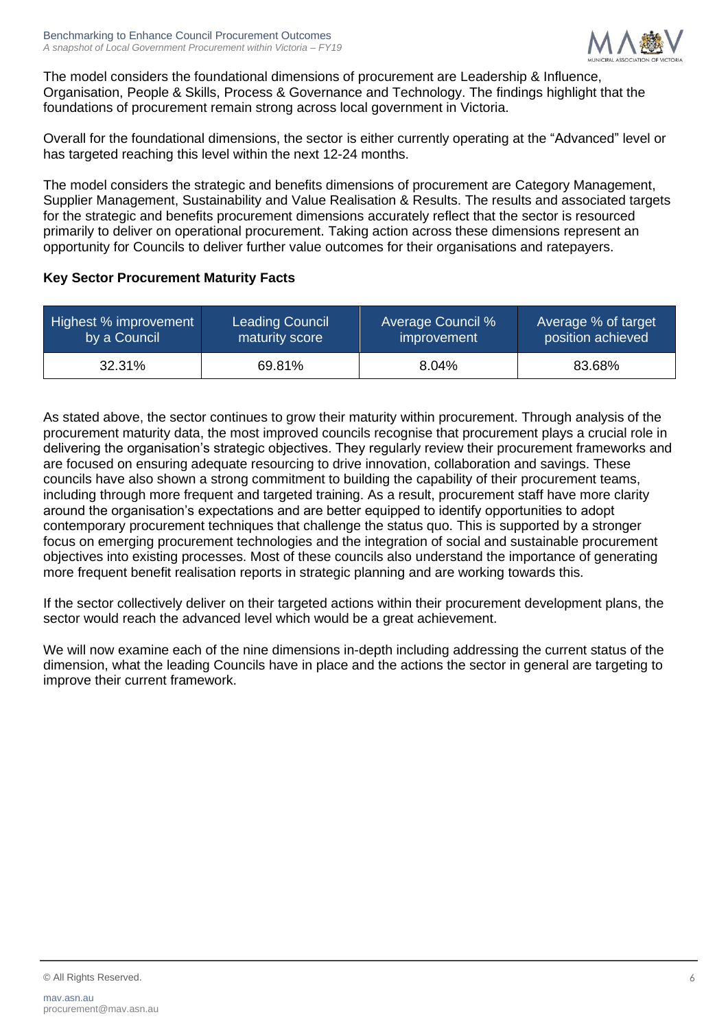The model considers the foundational dimensions of procurement are Leadership & Influence, Organisation, People & Skills, Process & Governance and Technology. The findings highlight that the foundations of procurement remain strong across local government in Victoria.

Overall for the foundational dimensions, the sector is either currently operating at the "Advanced" level or has targeted reaching this level within the next 12-24 months.

The model considers the strategic and benefits dimensions of procurement are Category Management, Supplier Management, Sustainability and Value Realisation & Results. The results and associated targets for the strategic and benefits procurement dimensions accurately reflect that the sector is resourced primarily to deliver on operational procurement. Taking action across these dimensions represent an opportunity for Councils to deliver further value outcomes for their organisations and ratepayers.

**Key Sector Procurement Maturity Facts**

| Highest % improvement by a Council | Leading Council maturity score | Average Council % improvement | Average % of target position achieved |
|---|---|---|---|
| 32.31% | 69.81% | 8.04% | 83.68% |

As stated above, the sector continues to grow their maturity within procurement. Through analysis of the procurement maturity data, the most improved councils recognise that procurement plays a crucial role in delivering the organisation's strategic objectives. They regularly review their procurement frameworks and are focused on ensuring adequate resourcing to drive innovation, collaboration and savings. These councils have also shown a strong commitment to building the capability of their procurement teams, including through more frequent and targeted training. As a result, procurement staff have more clarity around the organisation's expectations and are better equipped to identify opportunities to adopt contemporary procurement techniques that challenge the status quo. This is supported by a stronger focus on emerging procurement technologies and the integration of social and sustainable procurement objectives into existing processes. Most of these councils also understand the importance of generating more frequent benefit realisation reports in strategic planning and are working towards this.

If the sector collectively deliver on their targeted actions within their procurement development plans, the sector would reach the advanced level which would be a great achievement.

We will now examine each of the nine dimensions in-depth including addressing the current status of the dimension, what the leading Councils have in place and the actions the sector in general are targeting to improve their current framework.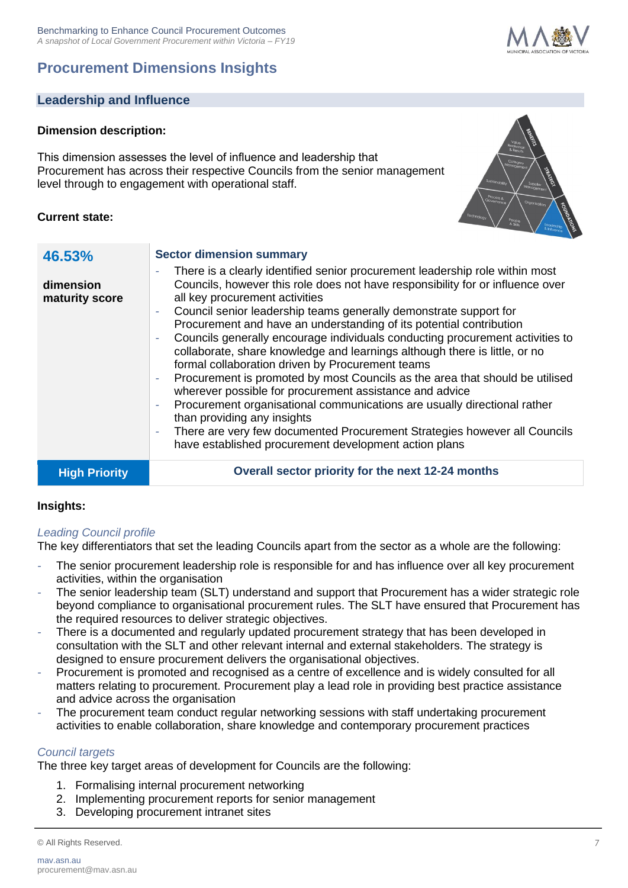# Procurement Dimensions Insights

## Leadership and Influence

**Dimension description:**

This dimension assesses the level of influence and leadership that Procurement has across their respective Councils from the senior management level through to engagement with operational staff.

**Current state:**

| **46.53%**<br><br>**dimension maturity score** | **Sector dimension summary**<br>- There is a clearly identified senior procurement leadership role within most Councils, however this role does not have responsibility for or influence over all key procurement activities<br>- Council senior leadership teams generally demonstrate support for Procurement and have an understanding of its potential contribution<br>- Councils generally encourage individuals conducting procurement activities to collaborate, share knowledge and learnings although there is little, or no formal collaboration driven by Procurement teams<br>- Procurement is promoted by most Councils as the area that should be utilised wherever possible for procurement assistance and advice<br>- Procurement organisational communications are usually directional rather than providing any insights<br>- There are very few documented Procurement Strategies however all Councils have established procurement development action plans |
|---|---|
| **High Priority** | **Overall sector priority for the next 12-24 months** |

**Insights:**

*Leading Council profile*

The key differentiators that set the leading Councils apart from the sector as a whole are the following:

- The senior procurement leadership role is responsible for and has influence over all key procurement activities, within the organisation
- The senior leadership team (SLT) understand and support that Procurement has a wider strategic role beyond compliance to organisational procurement rules. The SLT have ensured that Procurement has the required resources to deliver strategic objectives.
- There is a documented and regularly updated procurement strategy that has been developed in consultation with the SLT and other relevant internal and external stakeholders. The strategy is designed to ensure procurement delivers the organisational objectives.
- Procurement is promoted and recognised as a centre of excellence and is widely consulted for all matters relating to procurement. Procurement play a lead role in providing best practice assistance and advice across the organisation
- The procurement team conduct regular networking sessions with staff undertaking procurement activities to enable collaboration, share knowledge and contemporary procurement practices

*Council targets*

The three key target areas of development for Councils are the following:

1. Formalising internal procurement networking
2. Implementing procurement reports for senior management
3. Developing procurement intranet sites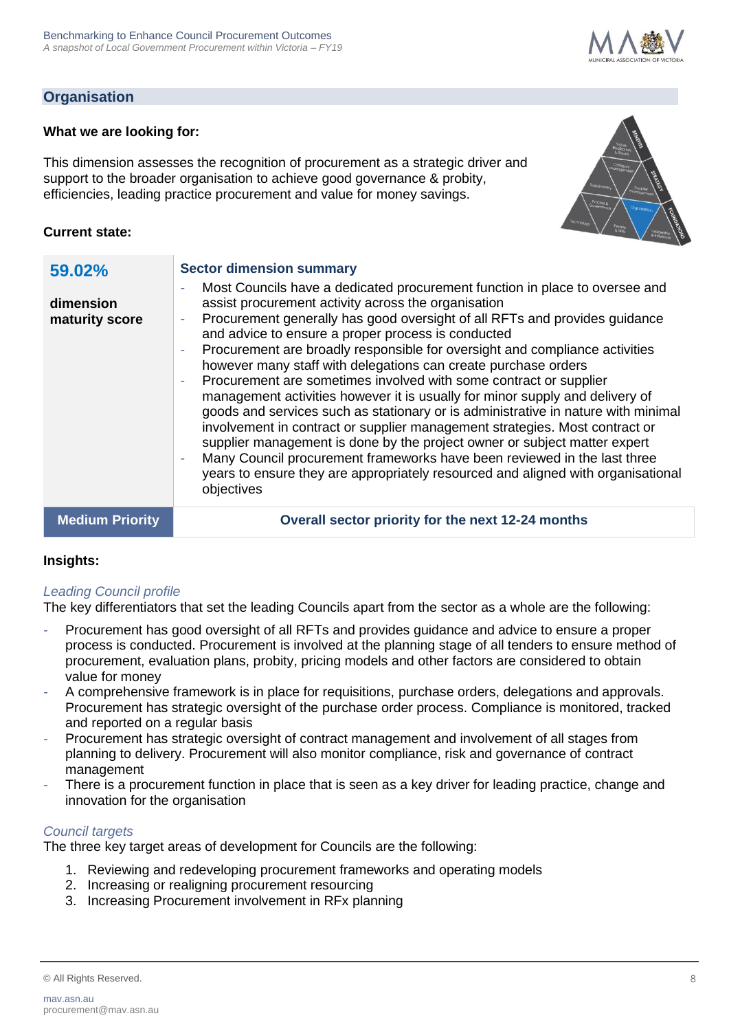## Organisation

**What we are looking for:**

This dimension assesses the recognition of procurement as a strategic driver and support to the broader organisation to achieve good governance & probity, efficiencies, leading practice procurement and value for money savings.

**Current state:**

| **59.02%** <br><br> **dimension maturity score** | **Sector dimension summary** <br> - Most Councils have a dedicated procurement function in place to oversee and assist procurement activity across the organisation <br> - Procurement generally has good oversight of all RFTs and provides guidance and advice to ensure a proper process is conducted <br> - Procurement are broadly responsible for oversight and compliance activities however many staff with delegations can create purchase orders <br> - Procurement are sometimes involved with some contract or supplier management activities however it is usually for minor supply and delivery of goods and services such as stationary or is administrative in nature with minimal involvement in contract or supplier management strategies. Most contract or supplier management is done by the project owner or subject matter expert <br> - Many Council procurement frameworks have been reviewed in the last three years to ensure they are appropriately resourced and aligned with organisational objectives |
|---|---|
| **Medium Priority** | **Overall sector priority for the next 12-24 months** |

**Insights:**

*Leading Council profile*

The key differentiators that set the leading Councils apart from the sector as a whole are the following:

- Procurement has good oversight of all RFTs and provides guidance and advice to ensure a proper process is conducted. Procurement is involved at the planning stage of all tenders to ensure method of procurement, evaluation plans, probity, pricing models and other factors are considered to obtain value for money
- A comprehensive framework is in place for requisitions, purchase orders, delegations and approvals. Procurement has strategic oversight of the purchase order process. Compliance is monitored, tracked and reported on a regular basis
- Procurement has strategic oversight of contract management and involvement of all stages from planning to delivery. Procurement will also monitor compliance, risk and governance of contract management
- There is a procurement function in place that is seen as a key driver for leading practice, change and innovation for the organisation

*Council targets*

The three key target areas of development for Councils are the following:

1. Reviewing and redeveloping procurement frameworks and operating models
2. Increasing or realigning procurement resourcing
3. Increasing Procurement involvement in RFx planning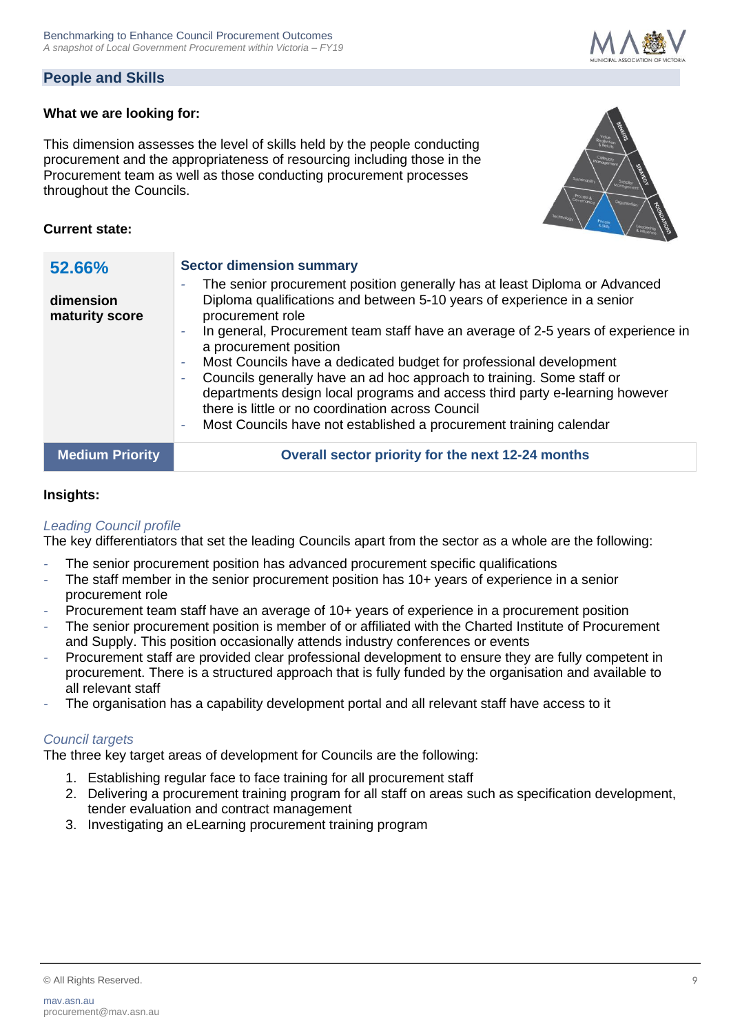## People and Skills

**What we are looking for:**

This dimension assesses the level of skills held by the people conducting procurement and the appropriateness of resourcing including those in the Procurement team as well as those conducting procurement processes throughout the Councils.

**Current state:**

| **52.66%**<br><br>**dimension maturity score** | **Sector dimension summary**<br>- The senior procurement position generally has at least Diploma or Advanced Diploma qualifications and between 5-10 years of experience in a senior procurement role<br>- In general, Procurement team staff have an average of 2-5 years of experience in a procurement position<br>- Most Councils have a dedicated budget for professional development<br>- Councils generally have an ad hoc approach to training. Some staff or departments design local programs and access third party e-learning however there is little or no coordination across Council<br>- Most Councils have not established a procurement training calendar |
|---|---|
| **Medium Priority** | **Overall sector priority for the next 12-24 months** |

**Insights:**

*Leading Council profile*

The key differentiators that set the leading Councils apart from the sector as a whole are the following:

- The senior procurement position has advanced procurement specific qualifications
- The staff member in the senior procurement position has 10+ years of experience in a senior procurement role
- Procurement team staff have an average of 10+ years of experience in a procurement position
- The senior procurement position is member of or affiliated with the Charted Institute of Procurement and Supply. This position occasionally attends industry conferences or events
- Procurement staff are provided clear professional development to ensure they are fully competent in procurement. There is a structured approach that is fully funded by the organisation and available to all relevant staff
- The organisation has a capability development portal and all relevant staff have access to it

*Council targets*

The three key target areas of development for Councils are the following:

1. Establishing regular face to face training for all procurement staff
2. Delivering a procurement training program for all staff on areas such as specification development, tender evaluation and contract management
3. Investigating an eLearning procurement training program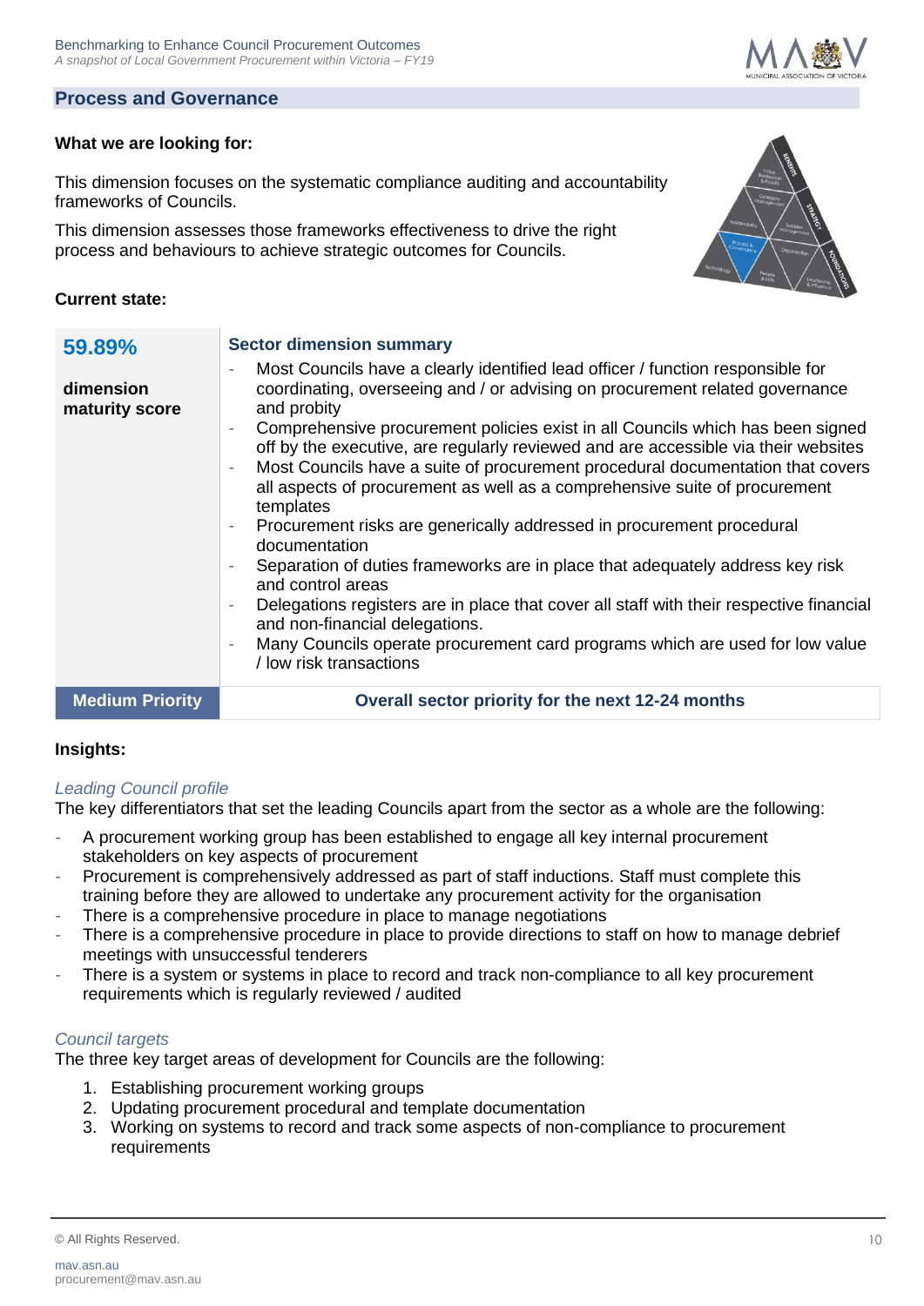## Process and Governance

**What we are looking for:**

This dimension focuses on the systematic compliance auditing and accountability frameworks of Councils.

This dimension assesses those frameworks effectiveness to drive the right process and behaviours to achieve strategic outcomes for Councils.

**Current state:**

| **59.89%**<br><br>**dimension maturity score** | **Sector dimension summary**<br>- Most Councils have a clearly identified lead officer / function responsible for coordinating, overseeing and / or advising on procurement related governance and probity<br>- Comprehensive procurement policies exist in all Councils which has been signed off by the executive, are regularly reviewed and are accessible via their websites<br>- Most Councils have a suite of procurement procedural documentation that covers all aspects of procurement as well as a comprehensive suite of procurement templates<br>- Procurement risks are generically addressed in procurement procedural documentation<br>- Separation of duties frameworks are in place that adequately address key risk and control areas<br>- Delegations registers are in place that cover all staff with their respective financial and non-financial delegations.<br>- Many Councils operate procurement card programs which are used for low value / low risk transactions |
|---|---|
| **Medium Priority** | **Overall sector priority for the next 12-24 months** |

**Insights:**

*Leading Council profile*

The key differentiators that set the leading Councils apart from the sector as a whole are the following:

- A procurement working group has been established to engage all key internal procurement stakeholders on key aspects of procurement
- Procurement is comprehensively addressed as part of staff inductions. Staff must complete this training before they are allowed to undertake any procurement activity for the organisation
- There is a comprehensive procedure in place to manage negotiations
- There is a comprehensive procedure in place to provide directions to staff on how to manage debrief meetings with unsuccessful tenderers
- There is a system or systems in place to record and track non-compliance to all key procurement requirements which is regularly reviewed / audited

*Council targets*

The three key target areas of development for Councils are the following:

1. Establishing procurement working groups
2. Updating procurement procedural and template documentation
3. Working on systems to record and track some aspects of non-compliance to procurement requirements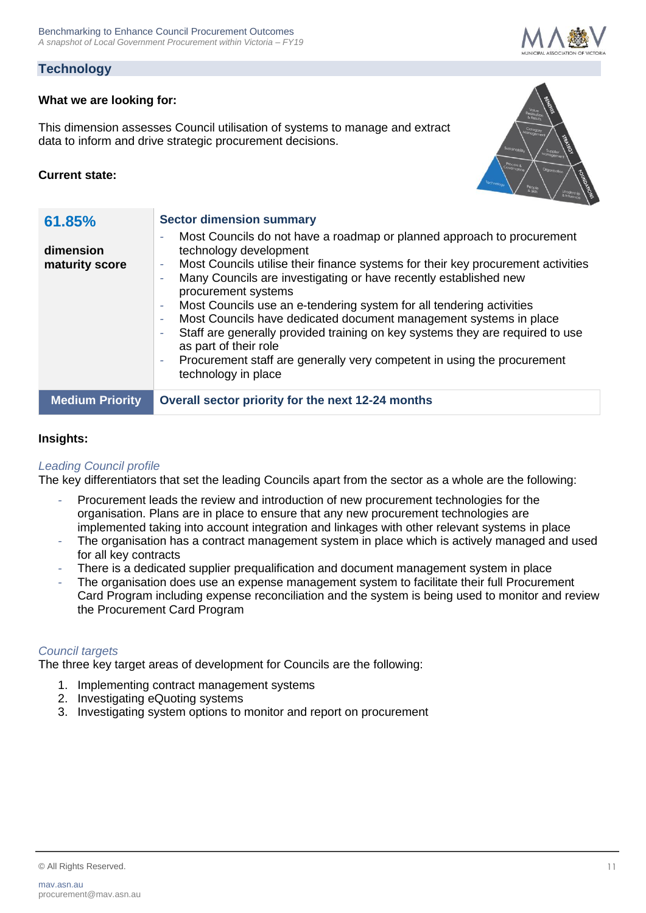## Technology

**What we are looking for:**

This dimension assesses Council utilisation of systems to manage and extract data to inform and drive strategic procurement decisions.

**Current state:**

| **61.85%**<br><br>**dimension maturity score** | **Sector dimension summary**<br>- Most Councils do not have a roadmap or planned approach to procurement technology development<br>- Most Councils utilise their finance systems for their key procurement activities<br>- Many Councils are investigating or have recently established new procurement systems<br>- Most Councils use an e-tendering system for all tendering activities<br>- Most Councils have dedicated document management systems in place<br>- Staff are generally provided training on key systems they are required to use as part of their role<br>- Procurement staff are generally very competent in using the procurement technology in place |
|---|---|
| **Medium Priority** | **Overall sector priority for the next 12-24 months** |

**Insights:**

*Leading Council profile*

The key differentiators that set the leading Councils apart from the sector as a whole are the following:

- Procurement leads the review and introduction of new procurement technologies for the organisation. Plans are in place to ensure that any new procurement technologies are implemented taking into account integration and linkages with other relevant systems in place
- The organisation has a contract management system in place which is actively managed and used for all key contracts
- There is a dedicated supplier prequalification and document management system in place
- The organisation does use an expense management system to facilitate their full Procurement Card Program including expense reconciliation and the system is being used to monitor and review the Procurement Card Program

*Council targets*

The three key target areas of development for Councils are the following:

1. Implementing contract management systems
2. Investigating eQuoting systems
3. Investigating system options to monitor and report on procurement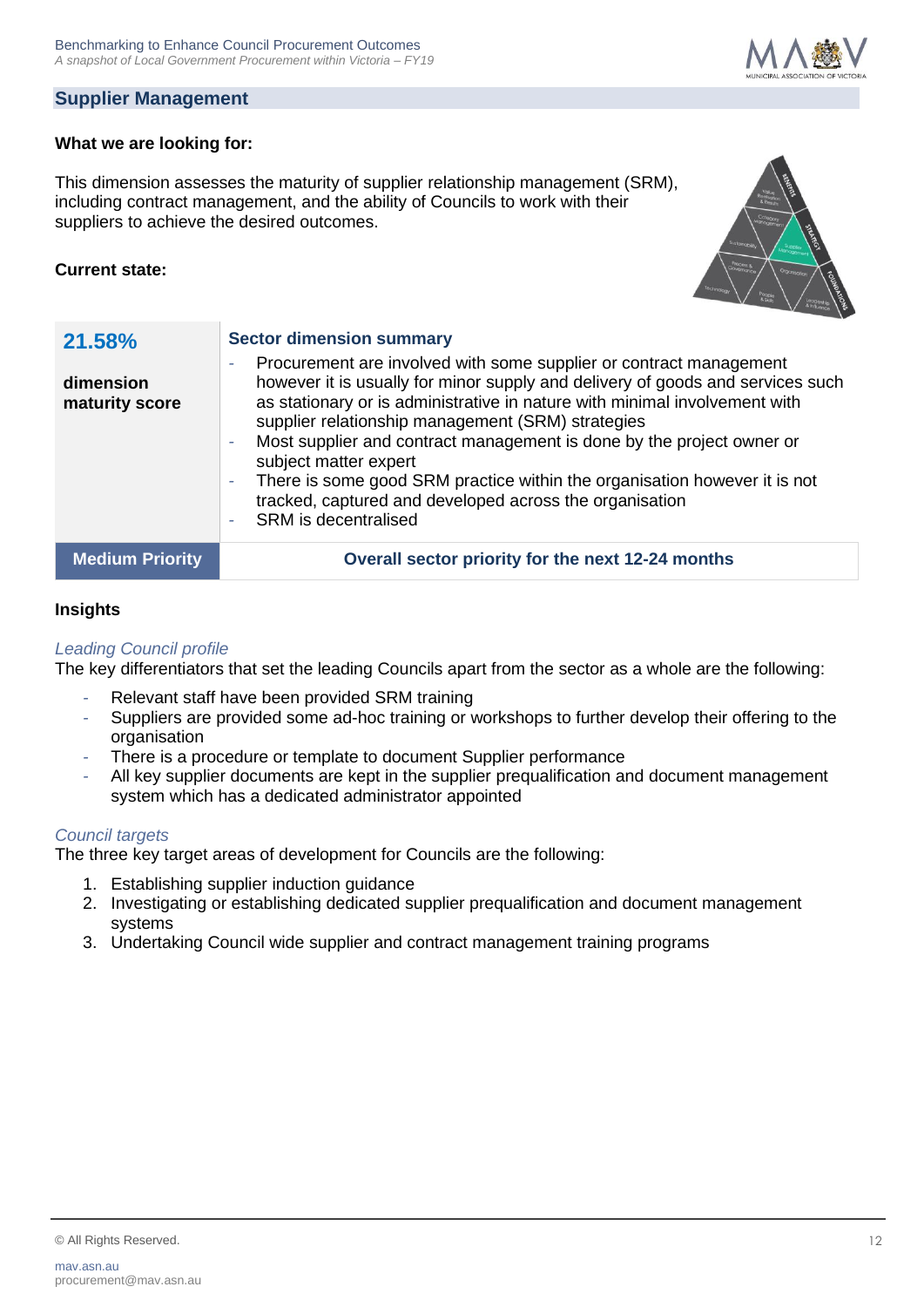## Supplier Management

**What we are looking for:**

This dimension assesses the maturity of supplier relationship management (SRM), including contract management, and the ability of Councils to work with their suppliers to achieve the desired outcomes.

**Current state:**

| **21.58%** **dimension maturity score** | **Sector dimension summary** - Procurement are involved with some supplier or contract management however it is usually for minor supply and delivery of goods and services such as stationary or is administrative in nature with minimal involvement with supplier relationship management (SRM) strategies - Most supplier and contract management is done by the project owner or subject matter expert - There is some good SRM practice within the organisation however it is not tracked, captured and developed across the organisation - SRM is decentralised |
|---|---|
| **Medium Priority** | **Overall sector priority for the next 12-24 months** |

### Insights

*Leading Council profile*

The key differentiators that set the leading Councils apart from the sector as a whole are the following:

- Relevant staff have been provided SRM training
- Suppliers are provided some ad-hoc training or workshops to further develop their offering to the organisation
- There is a procedure or template to document Supplier performance
- All key supplier documents are kept in the supplier prequalification and document management system which has a dedicated administrator appointed

*Council targets*

The three key target areas of development for Councils are the following:

1. Establishing supplier induction guidance
2. Investigating or establishing dedicated supplier prequalification and document management systems
3. Undertaking Council wide supplier and contract management training programs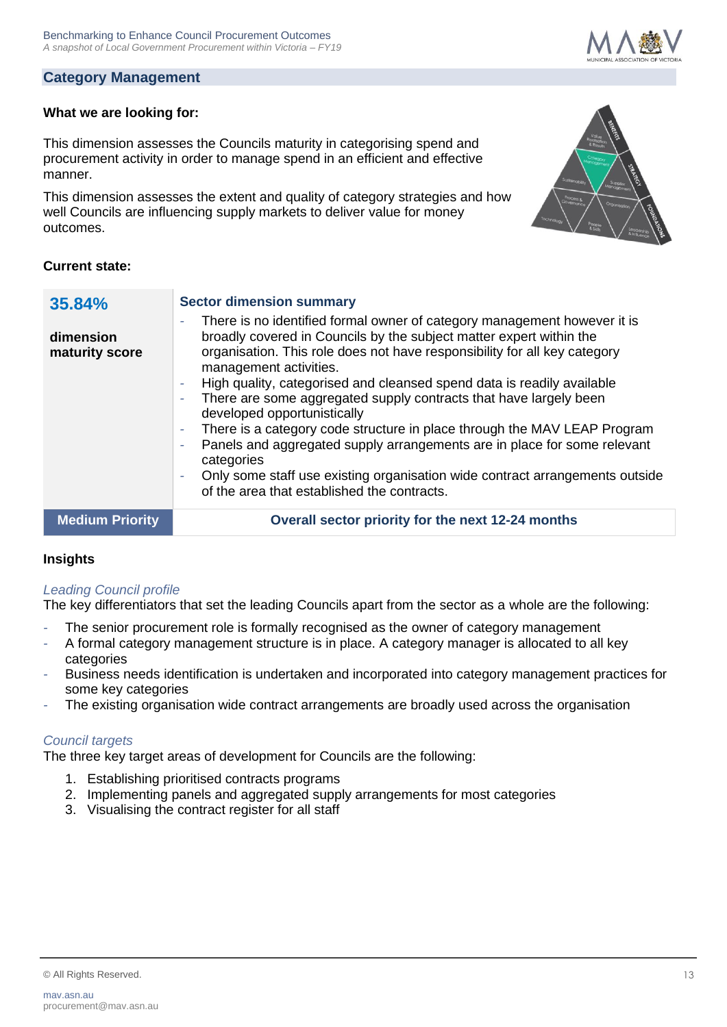## Category Management

**What we are looking for:**

This dimension assesses the Councils maturity in categorising spend and procurement activity in order to manage spend in an efficient and effective manner.

This dimension assesses the extent and quality of category strategies and how well Councils are influencing supply markets to deliver value for money outcomes.

**Current state:**

| **35.84%**<br><br>**dimension maturity score** | **Sector dimension summary**<br>- There is no identified formal owner of category management however it is broadly covered in Councils by the subject matter expert within the organisation. This role does not have responsibility for all key category management activities.<br>- High quality, categorised and cleansed spend data is readily available<br>- There are some aggregated supply contracts that have largely been developed opportunistically<br>- There is a category code structure in place through the MAV LEAP Program<br>- Panels and aggregated supply arrangements are in place for some relevant categories<br>- Only some staff use existing organisation wide contract arrangements outside of the area that established the contracts. |
|---|---|
| **Medium Priority** | **Overall sector priority for the next 12-24 months** |

**Insights**

*Leading Council profile*

The key differentiators that set the leading Councils apart from the sector as a whole are the following:

- The senior procurement role is formally recognised as the owner of category management
- A formal category management structure is in place. A category manager is allocated to all key categories
- Business needs identification is undertaken and incorporated into category management practices for some key categories
- The existing organisation wide contract arrangements are broadly used across the organisation

*Council targets*

The three key target areas of development for Councils are the following:

1. Establishing prioritised contracts programs
2. Implementing panels and aggregated supply arrangements for most categories
3. Visualising the contract register for all staff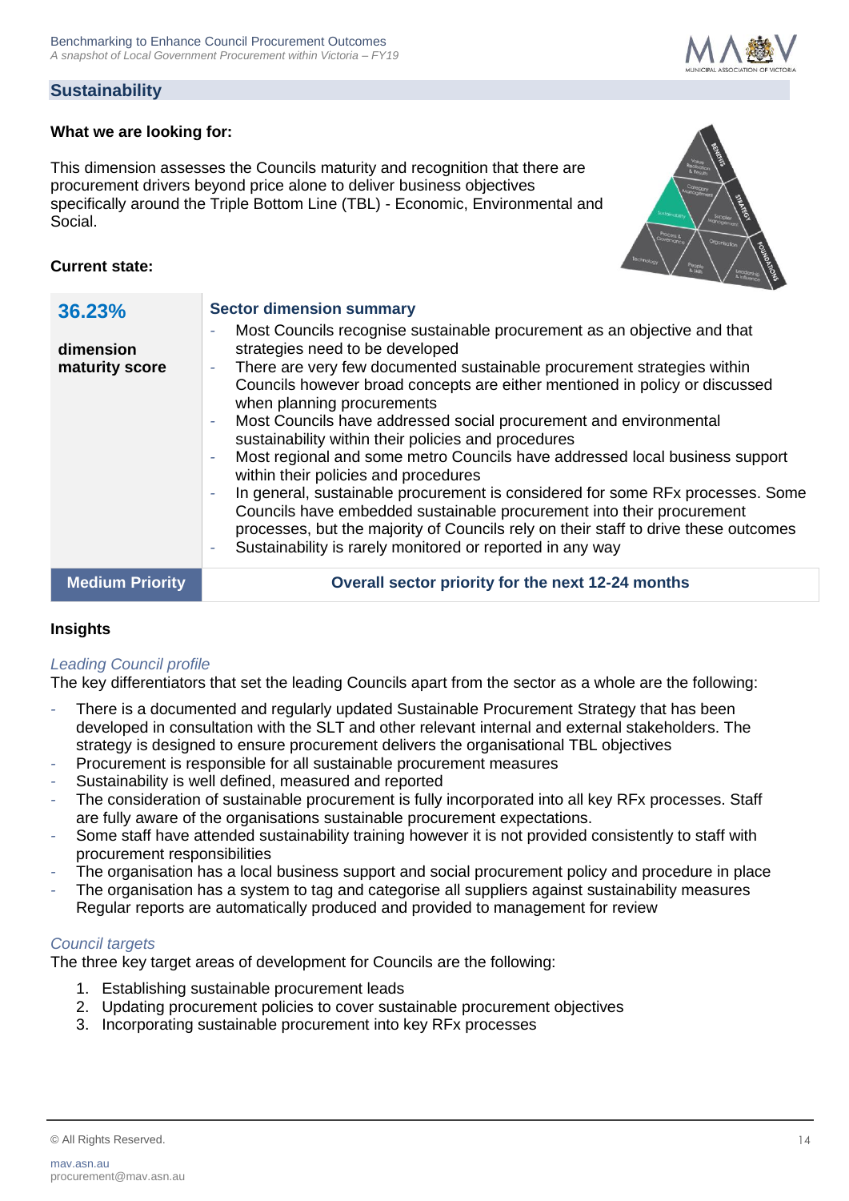## Sustainability

**What we are looking for:**

This dimension assesses the Councils maturity and recognition that there are procurement drivers beyond price alone to deliver business objectives specifically around the Triple Bottom Line (TBL) - Economic, Environmental and Social.

**Current state:**

| **36.23%**<br><br>**dimension maturity score** | **Sector dimension summary**<br>- Most Councils recognise sustainable procurement as an objective and that strategies need to be developed<br>- There are very few documented sustainable procurement strategies within Councils however broad concepts are either mentioned in policy or discussed when planning procurements<br>- Most Councils have addressed social procurement and environmental sustainability within their policies and procedures<br>- Most regional and some metro Councils have addressed local business support within their policies and procedures<br>- In general, sustainable procurement is considered for some RFx processes. Some Councils have embedded sustainable procurement into their procurement processes, but the majority of Councils rely on their staff to drive these outcomes<br>- Sustainability is rarely monitored or reported in any way |
|---|---|
| **Medium Priority** | **Overall sector priority for the next 12-24 months** |

**Insights**

*Leading Council profile*

The key differentiators that set the leading Councils apart from the sector as a whole are the following:

- There is a documented and regularly updated Sustainable Procurement Strategy that has been developed in consultation with the SLT and other relevant internal and external stakeholders. The strategy is designed to ensure procurement delivers the organisational TBL objectives
- Procurement is responsible for all sustainable procurement measures
- Sustainability is well defined, measured and reported
- The consideration of sustainable procurement is fully incorporated into all key RFx processes. Staff are fully aware of the organisations sustainable procurement expectations.
- Some staff have attended sustainability training however it is not provided consistently to staff with procurement responsibilities
- The organisation has a local business support and social procurement policy and procedure in place
- The organisation has a system to tag and categorise all suppliers against sustainability measures Regular reports are automatically produced and provided to management for review

*Council targets*

The three key target areas of development for Councils are the following:

1. Establishing sustainable procurement leads
2. Updating procurement policies to cover sustainable procurement objectives
3. Incorporating sustainable procurement into key RFx processes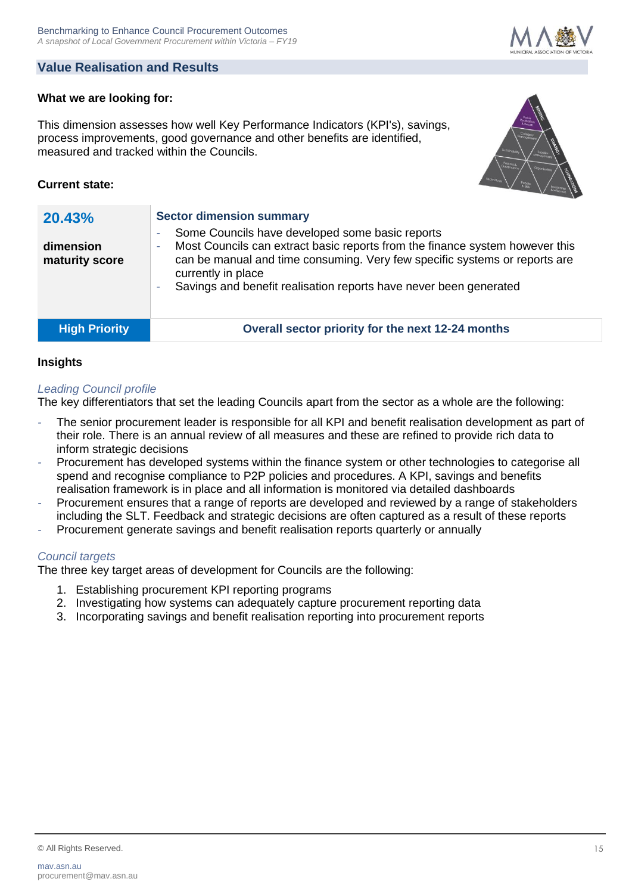## Value Realisation and Results

**What we are looking for:**

This dimension assesses how well Key Performance Indicators (KPI's), savings, process improvements, good governance and other benefits are identified, measured and tracked within the Councils.

**Current state:**

| **20.43%** **dimension maturity score** | **Sector dimension summary**<br>- Some Councils have developed some basic reports<br>- Most Councils can extract basic reports from the finance system however this can be manual and time consuming. Very few specific systems or reports are currently in place<br>- Savings and benefit realisation reports have never been generated |
|---|---|
| **High Priority** | **Overall sector priority for the next 12-24 months** |

### Insights

*Leading Council profile*

The key differentiators that set the leading Councils apart from the sector as a whole are the following:

- The senior procurement leader is responsible for all KPI and benefit realisation development as part of their role. There is an annual review of all measures and these are refined to provide rich data to inform strategic decisions
- Procurement has developed systems within the finance system or other technologies to categorise all spend and recognise compliance to P2P policies and procedures. A KPI, savings and benefits realisation framework is in place and all information is monitored via detailed dashboards
- Procurement ensures that a range of reports are developed and reviewed by a range of stakeholders including the SLT. Feedback and strategic decisions are often captured as a result of these reports
- Procurement generate savings and benefit realisation reports quarterly or annually

*Council targets*

The three key target areas of development for Councils are the following:

1. Establishing procurement KPI reporting programs
2. Investigating how systems can adequately capture procurement reporting data
3. Incorporating savings and benefit realisation reporting into procurement reports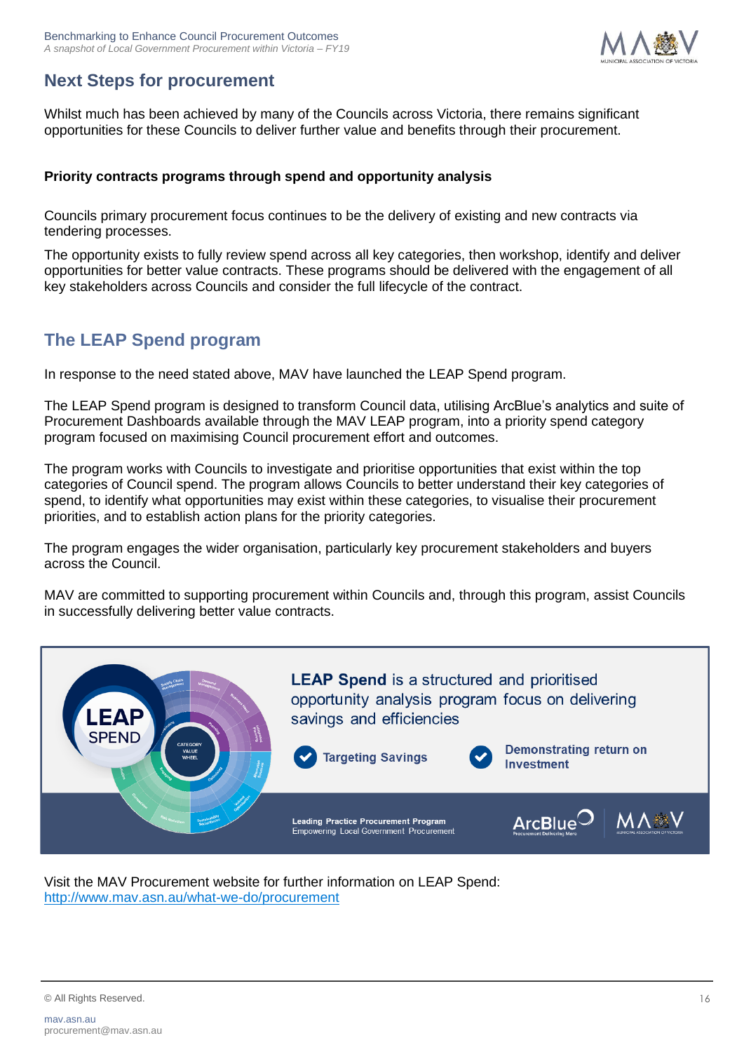## Next Steps for procurement

Whilst much has been achieved by many of the Councils across Victoria, there remains significant opportunities for these Councils to deliver further value and benefits through their procurement.

**Priority contracts programs through spend and opportunity analysis**

Councils primary procurement focus continues to be the delivery of existing and new contracts via tendering processes.

The opportunity exists to fully review spend across all key categories, then workshop, identify and deliver opportunities for better value contracts. These programs should be delivered with the engagement of all key stakeholders across Councils and consider the full lifecycle of the contract.

## The LEAP Spend program

In response to the need stated above, MAV have launched the LEAP Spend program.

The LEAP Spend program is designed to transform Council data, utilising ArcBlue's analytics and suite of Procurement Dashboards available through the MAV LEAP program, into a priority spend category program focused on maximising Council procurement effort and outcomes.

The program works with Councils to investigate and prioritise opportunities that exist within the top categories of Council spend. The program allows Councils to better understand their key categories of spend, to identify what opportunities may exist within these categories, to visualise their procurement priorities, and to establish action plans for the priority categories.

The program engages the wider organisation, particularly key procurement stakeholders and buyers across the Council.

MAV are committed to supporting procurement within Councils and, through this program, assist Councils in successfully delivering better value contracts.

**LEAP Spend** is a structured and prioritised opportunity analysis program focus on delivering savings and efficiencies

- Targeting Savings
- Demonstrating return on Investment

Leading Practice Procurement Program
Empowering Local Government Procurement

Visit the MAV Procurement website for further information on LEAP Spend:
http://www.mav.asn.au/what-we-do/procurement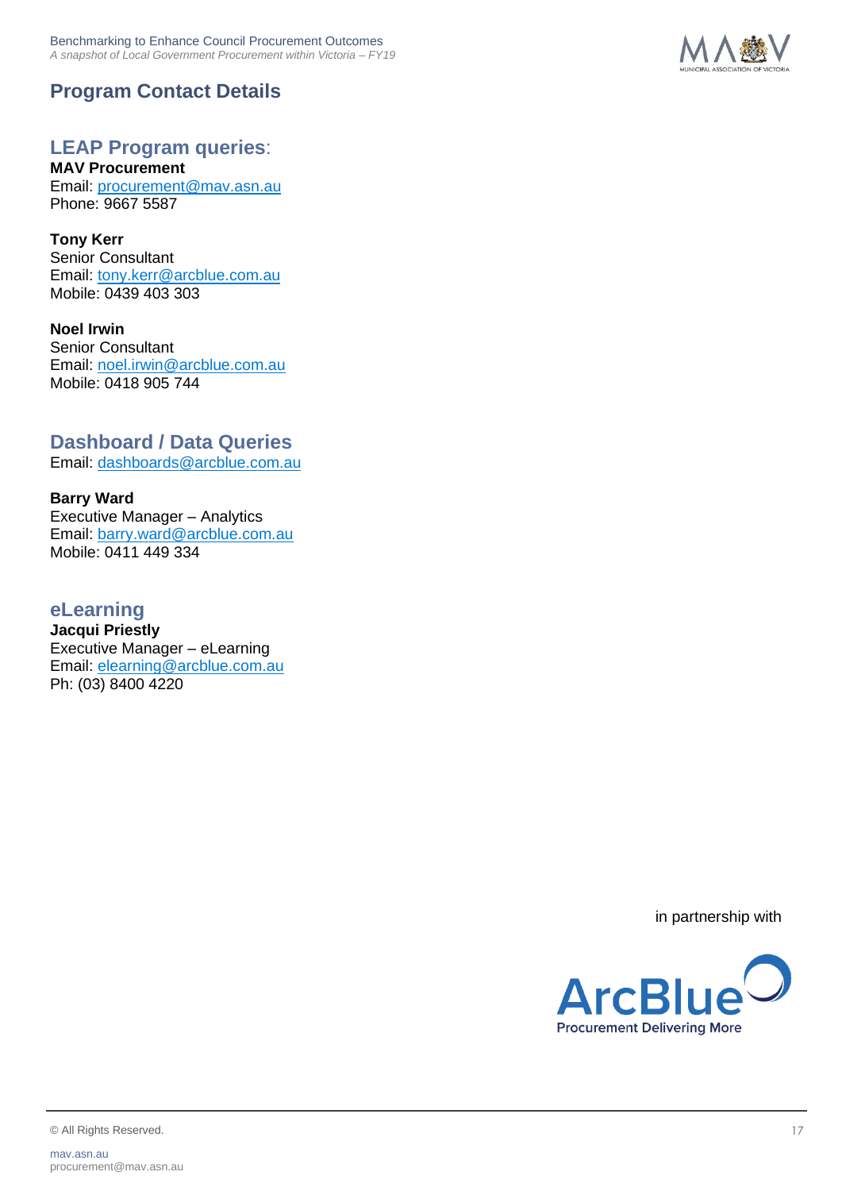## Program Contact Details

### LEAP Program queries:

**MAV Procurement**
Email: procurement@mav.asn.au
Phone: 9667 5587

**Tony Kerr**
Senior Consultant
Email: tony.kerr@arcblue.com.au
Mobile: 0439 403 303

**Noel Irwin**
Senior Consultant
Email: noel.irwin@arcblue.com.au
Mobile: 0418 905 744

### Dashboard / Data Queries

Email: dashboards@arcblue.com.au

**Barry Ward**
Executive Manager – Analytics
Email: barry.ward@arcblue.com.au
Mobile: 0411 449 334

### eLearning

**Jacqui Priestly**
Executive Manager – eLearning
Email: elearning@arcblue.com.au
Ph: (03) 8400 4220

in partnership with

ArcBlue
Procurement Delivering More

© All Rights Reserved.

mav.asn.au
procurement@mav.asn.au